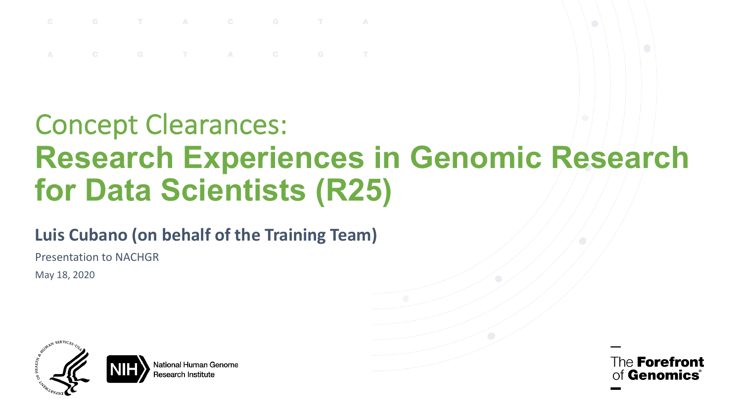# Concept Clearances:
# Research Experiences in Genomic Research for Data Scientists (R25)

**Luis Cubano (on behalf of the Training Team)**

Presentation to NACHGR

May 18, 2020

National Human Genome Research Institute

The **Forefront** of **Genomics**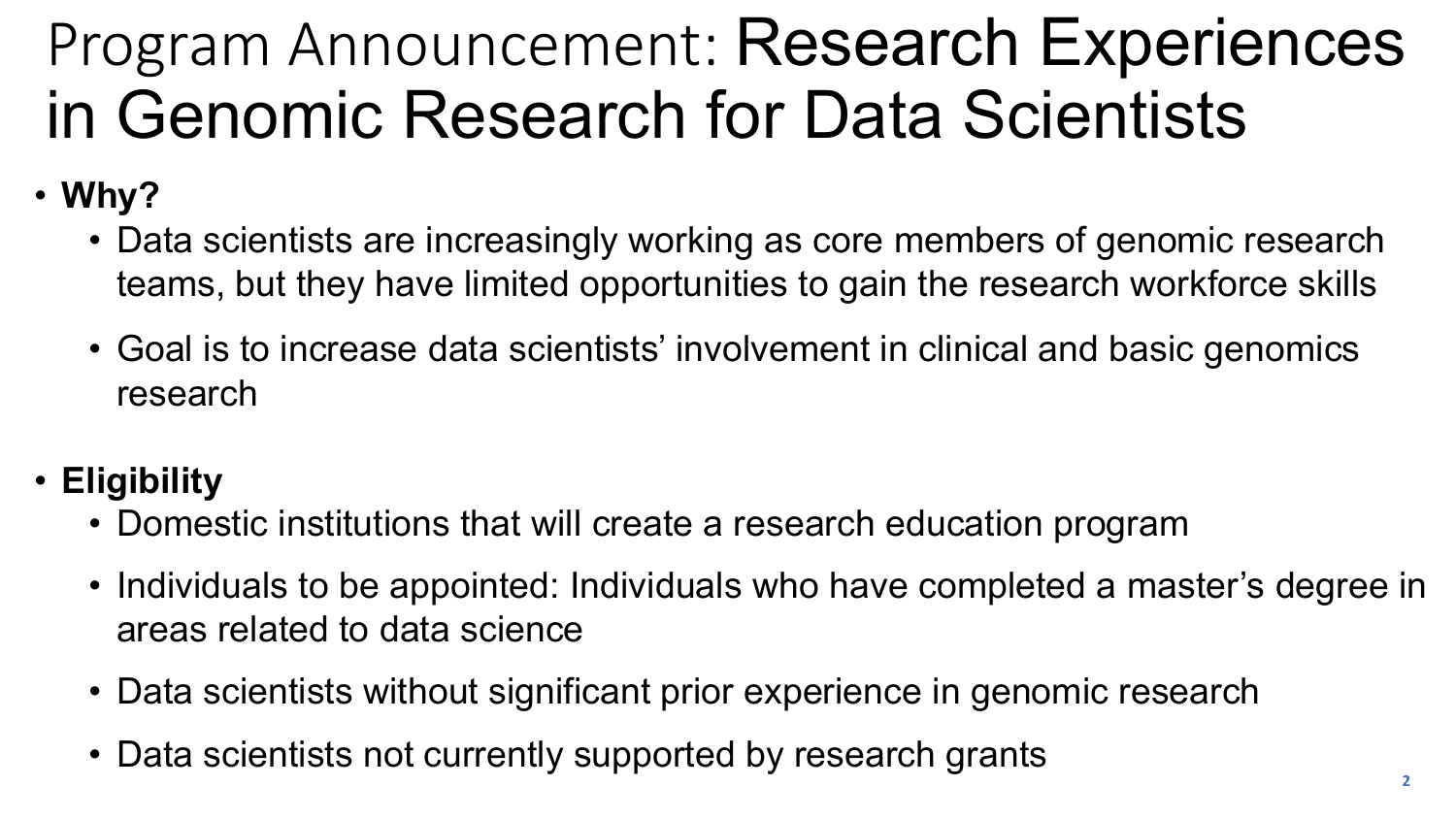# Program Announcement: Research Experiences in Genomic Research for Data Scientists

- **Why?**
  - Data scientists are increasingly working as core members of genomic research teams, but they have limited opportunities to gain the research workforce skills
  - Goal is to increase data scientists' involvement in clinical and basic genomics research
- **Eligibility**
  - Domestic institutions that will create a research education program
  - Individuals to be appointed: Individuals who have completed a master's degree in areas related to data science
  - Data scientists without significant prior experience in genomic research
  - Data scientists not currently supported by research grants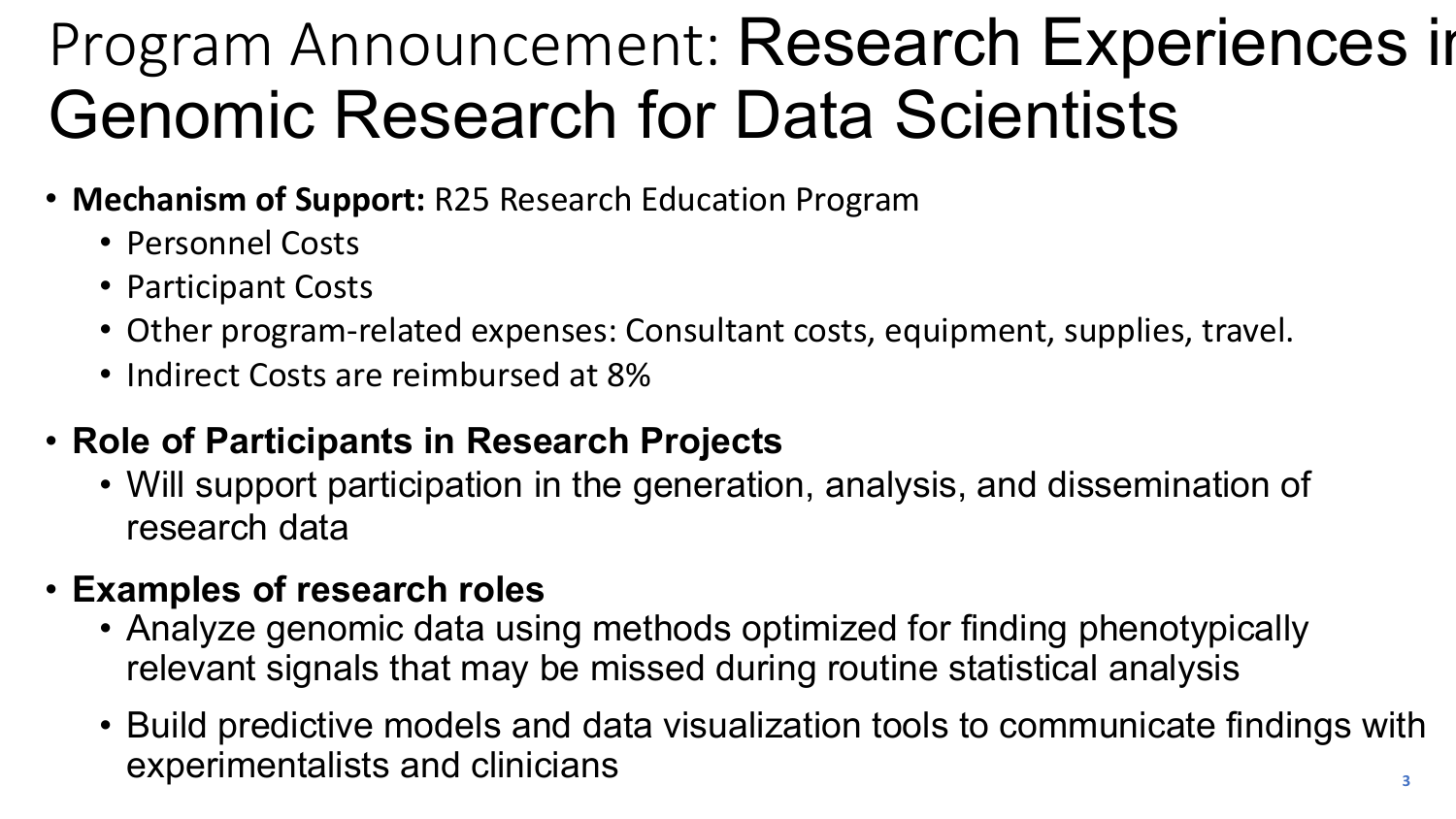# Program Announcement: Research Experiences in Genomic Research for Data Scientists

- **Mechanism of Support:** R25 Research Education Program
  - Personnel Costs
  - Participant Costs
  - Other program-related expenses: Consultant costs, equipment, supplies, travel.
  - Indirect Costs are reimbursed at 8%
- **Role of Participants in Research Projects**
  - Will support participation in the generation, analysis, and dissemination of research data
- **Examples of research roles**
  - Analyze genomic data using methods optimized for finding phenotypically relevant signals that may be missed during routine statistical analysis
  - Build predictive models and data visualization tools to communicate findings with experimentalists and clinicians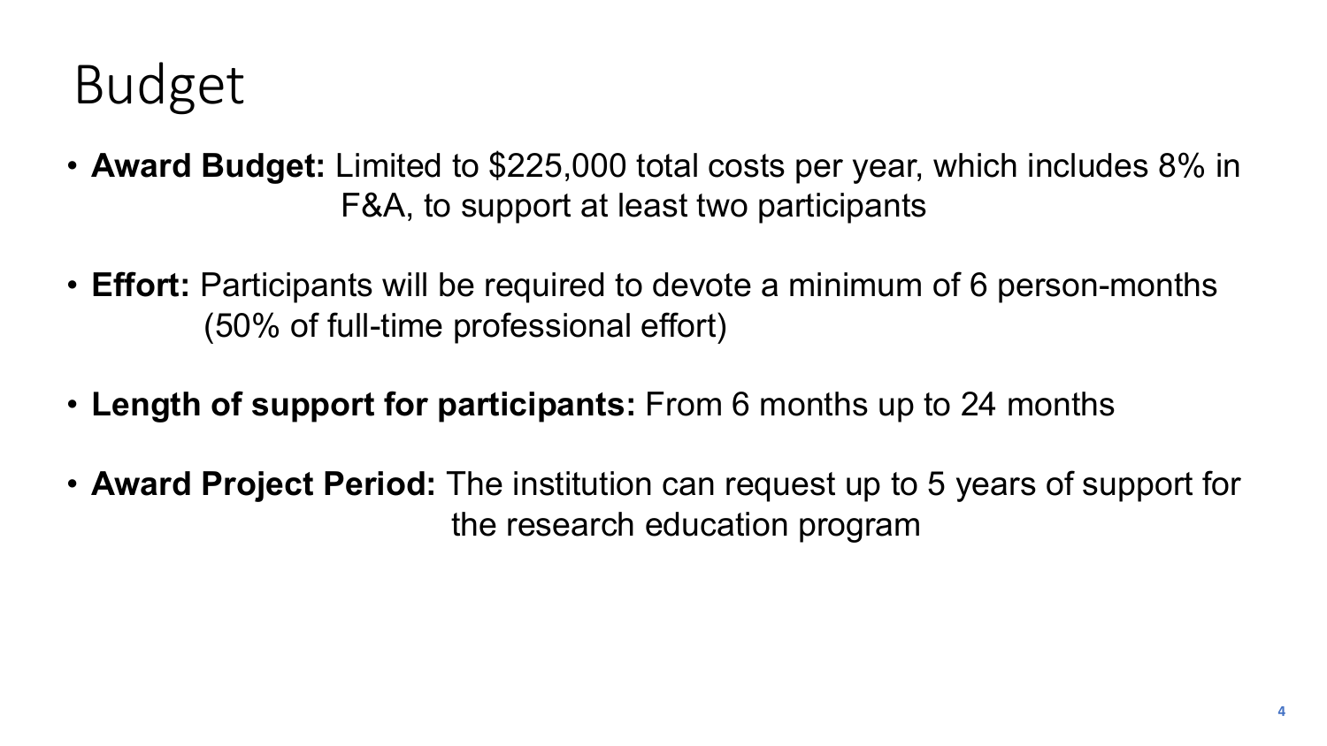# Budget

- **Award Budget:** Limited to $225,000 total costs per year, which includes 8% in F&A, to support at least two participants
- **Effort:** Participants will be required to devote a minimum of 6 person-months (50% of full-time professional effort)
- **Length of support for participants:** From 6 months up to 24 months
- **Award Project Period:** The institution can request up to 5 years of support for the research education program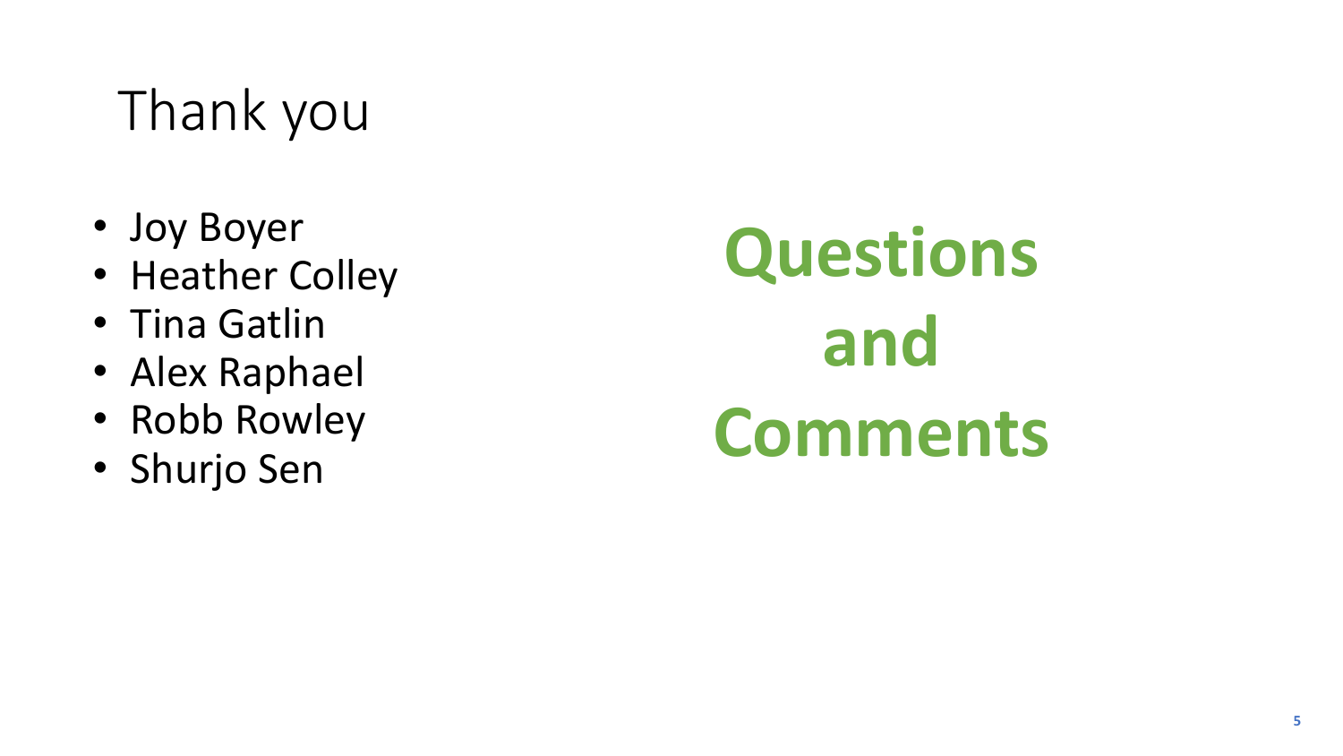# Thank you

- Joy Boyer
- Heather Colley
- Tina Gatlin
- Alex Raphael
- Robb Rowley
- Shurjo Sen

**Questions and Comments**